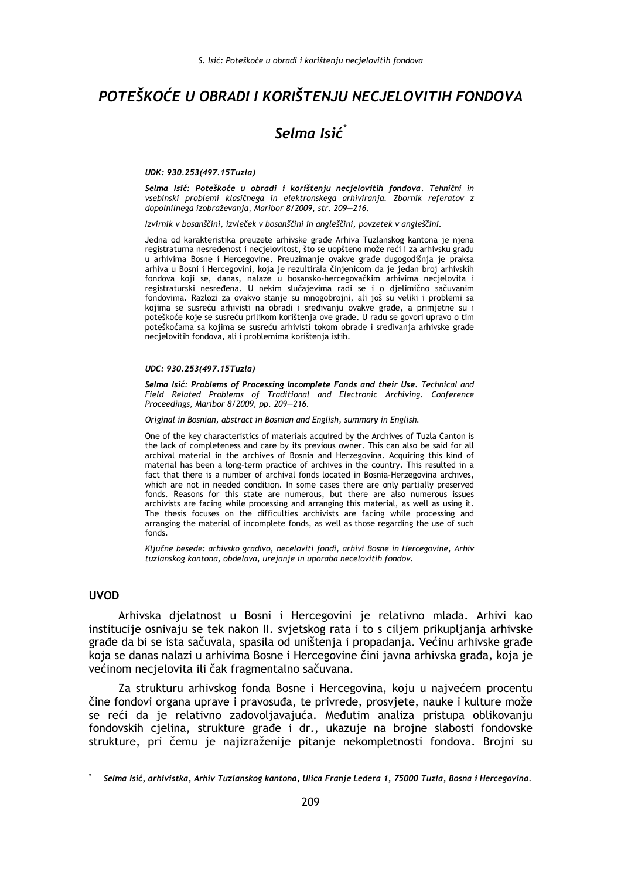# POTEŠKOĆE U OBRADI I KORIŠTENJU NECJELOVITIH FONDOVA

## Selma Isić*

***UDK: 930.253(497.15Tuzla)***

***Selma Isić: Poteškoće u obradi i korištenju necjelovitih fondova.*** *Tehnični in vsebinski problemi klasičnega in elektronskega arhiviranja. Zbornik referatov z dopolnilnega izobraževanja, Maribor 8/2009, str. 209—216.*

*Izvirnik v bosanščini, izvleček v bosanščini in angleščini, povzetek v angleščini.*

Jedna od karakteristika preuzete arhivske građe Arhiva Tuzlanskog kantona je njena registraturna nesređenost i necjelovitost, što se uopšteno može reći i za arhivsku građu u arhivima Bosne i Hercegovine. Preuzimanje ovakve građe dugogodišnja je praksa arhiva u Bosni i Hercegovini, koja je rezultirala činjenicom da je jedan broj arhivskih fondova koji se, danas, nalaze u bosansko-hercegovačkim arhivima necjelovita i registraturski nesređena. U nekim slučajevima radi se i o djelimično sačuvanim fondovima. Razlozi za ovakvo stanje su mnogobrojni, ali još su veliki i problemi sa kojima se susreću arhivisti na obradi i sređivanju ovakve građe, a primjetne su i poteškoće koje se susreću prilikom korištenja ove građe. U radu se govori upravo o tim poteškoćama sa kojima se susreću arhivisti tokom obrade i sređivanja arhivske građe necjelovitih fondova, ali i problemima korištenja istih.

***UDC: 930.253(497.15Tuzla)***

***Selma Isić: Problems of Processing Incomplete Fonds and their Use.*** *Technical and Field Related Problems of Traditional and Electronic Archiving. Conference Proceedings, Maribor 8/2009, pp. 209—216.*

*Original in Bosnian, abstract in Bosnian and English, summary in English.*

One of the key characteristics of materials acquired by the Archives of Tuzla Canton is the lack of completeness and care by its previous owner. This can also be said for all archival material in the archives of Bosnia and Herzegovina. Acquiring this kind of material has been a long-term practice of archives in the country. This resulted in a fact that there is a number of archival fonds located in Bosnia-Herzegovina archives, which are not in needed condition. In some cases there are only partially preserved fonds. Reasons for this state are numerous, but there are also numerous issues archivists are facing while processing and arranging this material, as well as using it. The thesis focuses on the difficulties archivists are facing while processing and arranging the material of incomplete fonds, as well as those regarding the use of such fonds.

*Ključne besede: arhivsko gradivo, neceloviti fondi, arhivi Bosne in Hercegovine, Arhiv tuzlanskog kantona, obdelava, urejanje in uporaba necelovitih fondov.*

## UVOD

Arhivska djelatnost u Bosni i Hercegovini je relativno mlada. Arhivi kao institucije osnivaju se tek nakon II. svjetskog rata i to s ciljem prikupljanja arhivske građe da bi se ista sačuvala, spasila od uništenja i propadanja. Većinu arhivske građe koja se danas nalazi u arhivima Bosne i Hercegovine čini javna arhivska građa, koja je većinom necjelovita ili čak fragmentalno sačuvana.

Za strukturu arhivskog fonda Bosne i Hercegovina, koju u najvećem procentu čine fondovi organa uprave i pravosuđa, te privrede, prosvjete, nauke i kulture može se reći da je relativno zadovoljavajuća. Međutim analiza pristupa oblikovanju fondovskih cjelina, strukture građe i dr., ukazuje na brojne slabosti fondovske strukture, pri čemu je najizraženije pitanje nekompletnosti fondova. Brojni su

---

\* *Selma Isić, arhivistka, Arhiv Tuzlanskog kantona, Ulica Franje Ledera 1, 75000 Tuzla, Bosna i Hercegovina.*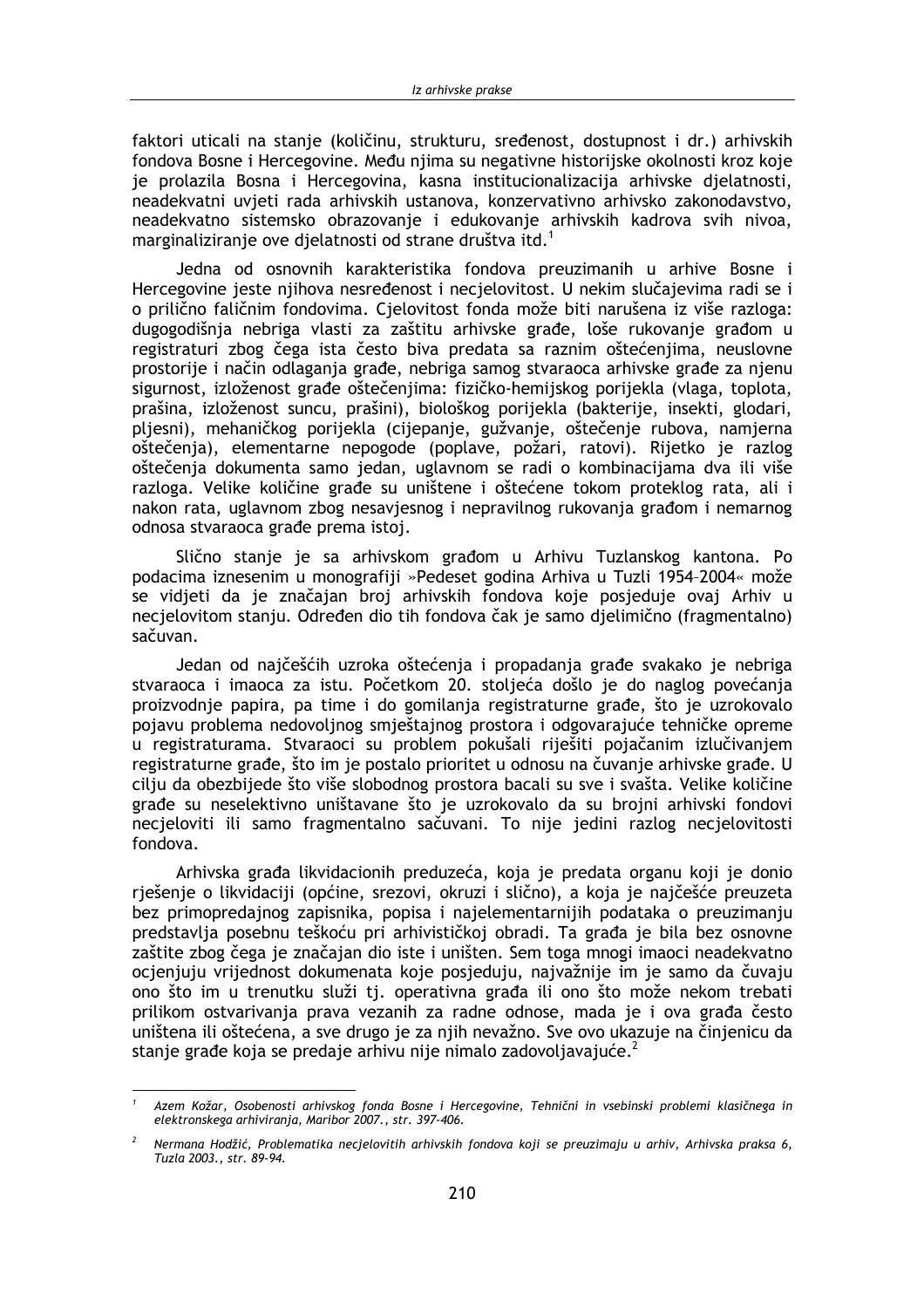faktori uticali na stanje (količinu, strukturu, sređenost, dostupnost i dr.) arhivskih fondova Bosne i Hercegovine. Među njima su negativne historijske okolnosti kroz koje je prolazila Bosna i Hercegovina, kasna institucionalizacija arhivske djelatnosti, neadekvatni uvjeti rada arhivskih ustanova, konzervativno arhivsko zakonodavstvo, neadekvatno sistemsko obrazovanje i edukovanje arhivskih kadrova svih nivoa, marginaliziranje ove djelatnosti od strane društva itd.[1]

Jedna od osnovnih karakteristika fondova preuzimanih u arhive Bosne i Hercegovine jeste njihova nesređenost i necjelovitost. U nekim slučajevima radi se i o prilično faličnim fondovima. Cjelovitost fonda može biti narušena iz više razloga: dugogodišnja nebriga vlasti za zaštitu arhivske građe, loše rukovanje građom u registraturi zbog čega ista često biva predata sa raznim oštećenjima, neuslovne prostorije i način odlaganja građe, nebriga samog stvaraoca arhivske građe za njenu sigurnost, izloženost građe oštečenjima: fizičko-hemijskog porijekla (vlaga, toplota, prašina, izloženost suncu, prašini), biološkog porijekla (bakterije, insekti, glodari, pljesni), mehaničkog porijekla (cijepanje, gužvanje, oštečenje rubova, namjerna oštečenja), elementarne nepogode (poplave, požari, ratovi). Rijetko je razlog oštečenja dokumenta samo jedan, uglavnom se radi o kombinacijama dva ili više razloga. Velike količine građe su uništene i oštećene tokom proteklog rata, ali i nakon rata, uglavnom zbog nesavjesnog i nepravilnog rukovanja građom i nemarnog odnosa stvaraoca građe prema istoj.

Slično stanje je sa arhivskom građom u Arhivu Tuzlanskog kantona. Po podacima iznesenim u monografiji »Pedeset godina Arhiva u Tuzli 1954–2004« može se vidjeti da je značajan broj arhivskih fondova koje posjeduje ovaj Arhiv u necjelovitom stanju. Određen dio tih fondova čak je samo djelimično (fragmentalno) sačuvan.

Jedan od najčešćih uzroka oštećenja i propadanja građe svakako je nebriga stvaraoca i imaoca za istu. Početkom 20. stoljeća došlo je do naglog povećanja proizvodnje papira, pa time i do gomilanja registraturne građe, što je uzrokovalo pojavu problema nedovoljnog smještajnog prostora i odgovarajuće tehničke opreme u registraturama. Stvaraoci su problem pokušali riješiti pojačanim izlučivanjem registraturne građe, što im je postalo prioritet u odnosu na čuvanje arhivske građe. U cilju da obezbijede što više slobodnog prostora bacali su sve i svašta. Velike količine građe su neselektivno uništavane što je uzrokovalo da su brojni arhivski fondovi necjeloviti ili samo fragmentalno sačuvani. To nije jedini razlog necjelovitosti fondova.

Arhivska građa likvidacionih preduzeća, koja je predata organu koji je donio rješenje o likvidaciji (općine, srezovi, okruzi i slično), a koja je najčešće preuzeta bez primopredajnog zapisnika, popisa i najelementarnijih podataka o preuzimanju predstavlja posebnu teškoću pri arhivističkoj obradi. Ta građa je bila bez osnovne zaštite zbog čega je značajan dio iste i uništen. Sem toga mnogi imaoci neadekvatno ocjenjuju vrijednost dokumenata koje posjeduju, najvažnije im je samo da čuvaju ono što im u trenutku služi tj. operativna građa ili ono što može nekom trebati prilikom ostvarivanja prava vezanih za radne odnose, mada je i ova građa često uništena ili oštećena, a sve drugo je za njih nevažno. Sve ovo ukazuje na činjenicu da stanje građe koja se predaje arhivu nije nimalo zadovoljavajuće.[2]

---

[1] *Azem Kožar, Osobenosti arhivskog fonda Bosne i Hercegovine, Tehnični in vsebinski problemi klasičnega in elektronskega arhiviranja, Maribor 2007., str. 397-406.*

[2] *Nermana Hodžić, Problematika necjelovitih arhivskih fondova koji se preuzimaju u arhiv, Arhivska praksa 6, Tuzla 2003., str. 89-94.*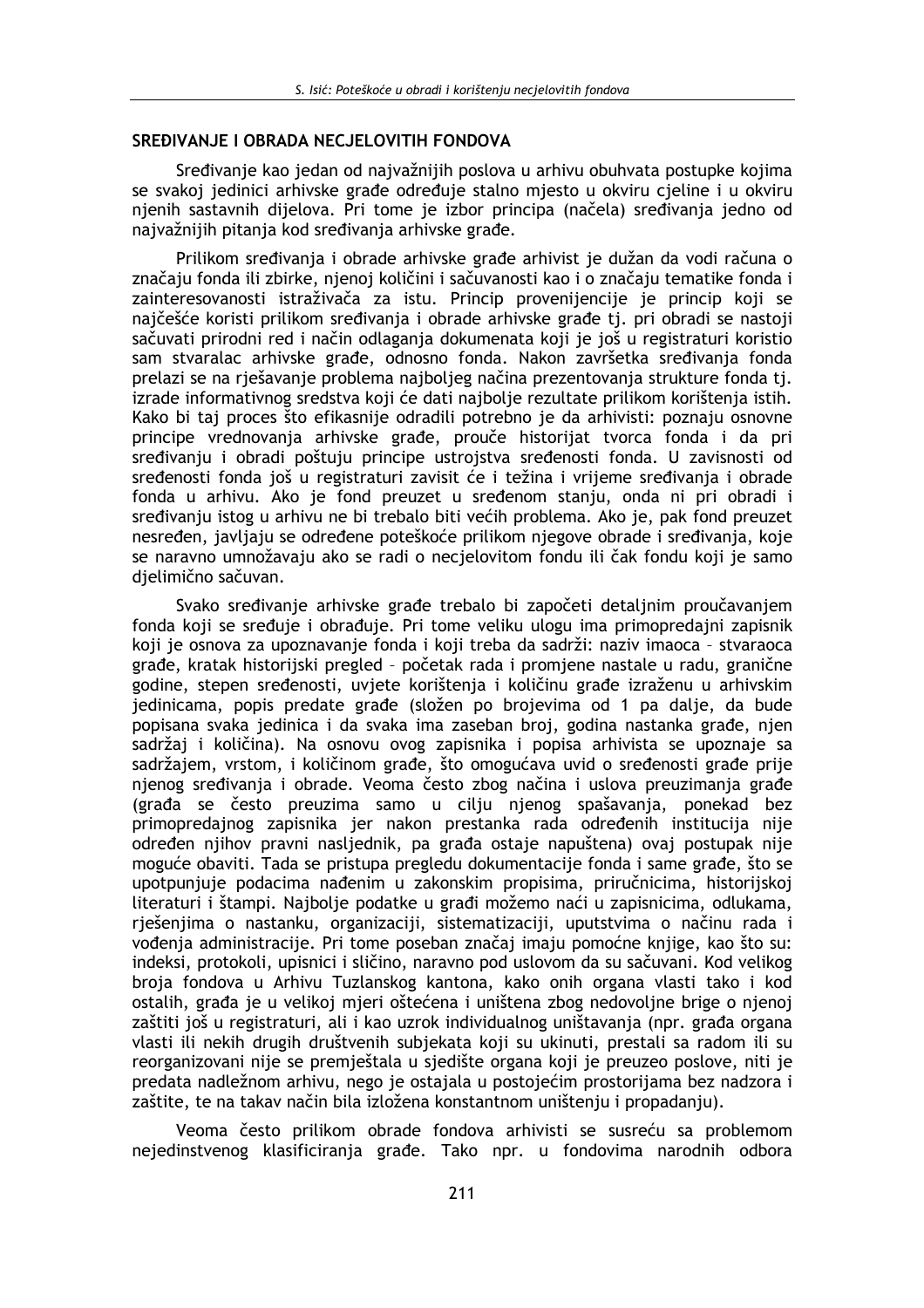## SREĐIVANJE I OBRADA NECJELOVITIH FONDOVA

Sređivanje kao jedan od najvažnijih poslova u arhivu obuhvata postupke kojima se svakoj jedinici arhivske građe određuje stalno mjesto u okviru cjeline i u okviru njenih sastavnih dijelova. Pri tome je izbor principa (načela) sređivanja jedno od najvažnijih pitanja kod sređivanja arhivske građe.

Prilikom sređivanja i obrade arhivske građe arhivist je dužan da vodi računa o značaju fonda ili zbirke, njenoj količini i sačuvanosti kao i o značaju tematike fonda i zainteresovanosti istraživača za istu. Princip provenijencije je princip koji se najčešće koristi prilikom sređivanja i obrade arhivske građe tj. pri obradi se nastoji sačuvati prirodni red i način odlaganja dokumenata koji je još u registraturi koristio sam stvaralac arhivske građe, odnosno fonda. Nakon završetka sređivanja fonda prelazi se na rješavanje problema najboljeg načina prezentovanja strukture fonda tj. izrade informativnog sredstva koji će dati najbolje rezultate prilikom korištenja istih. Kako bi taj proces što efikasnije odradili potrebno je da arhivisti: poznaju osnovne principe vrednovanja arhivske građe, prouče historijat tvorca fonda i da pri sređivanju i obradi poštuju principe ustrojstva sređenosti fonda. U zavisnosti od sređenosti fonda još u registraturi zavisit će i težina i vrijeme sređivanja i obrade fonda u arhivu. Ako je fond preuzet u sređenom stanju, onda ni pri obradi i sređivanju istog u arhivu ne bi trebalo biti većih problema. Ako je, pak fond preuzet nesređen, javljaju se određene poteškoće prilikom njegove obrade i sređivanja, koje se naravno umnožavaju ako se radi o necjelovitom fondu ili čak fondu koji je samo djelimično sačuvan.

Svako sređivanje arhivske građe trebalo bi započeti detaljnim proučavanjem fonda koji se sređuje i obrađuje. Pri tome veliku ulogu ima primopredajni zapisnik koji je osnova za upoznavanje fonda i koji treba da sadrži: naziv imaoca – stvaraoca građe, kratak historijski pregled – početak rada i promjene nastale u radu, granične godine, stepen sređenosti, uvjete korištenja i količinu građe izraženu u arhivskim jedinicama, popis predate građe (složen po brojevima od 1 pa dalje, da bude popisana svaka jedinica i da svaka ima zaseban broj, godina nastanka građe, njen sadržaj i količina). Na osnovu ovog zapisnika i popisa arhivista se upoznaje sa sadržajem, vrstom, i količinom građe, što omogućava uvid o sređenosti građe prije njenog sređivanja i obrade. Veoma često zbog načina i uslova preuzimanja građe (građa se često preuzima samo u cilju njenog spašavanja, ponekad bez primopredajnog zapisnika jer nakon prestanka rada određenih institucija nije određen njihov pravni nasljednik, pa građa ostaje napuštena) ovaj postupak nije moguće obaviti. Tada se pristupa pregledu dokumentacije fonda i same građe, što se upotpunjuje podacima nađenim u zakonskim propisima, priručnicima, historijskoj literaturi i štampi. Najbolje podatke u građi možemo naći u zapisnicima, odlukama, rješenjima o nastanku, organizaciji, sistematizaciji, uputstvima o načinu rada i vođenja administracije. Pri tome poseban značaj imaju pomoćne knjige, kao što su: indeksi, protokoli, upisnici i slično, naravno pod uslovom da su sačuvani. Kod velikog broja fondova u Arhivu Tuzlanskog kantona, kako onih organa vlasti tako i kod ostalih, građa je u velikoj mjeri oštećena i uništena zbog nedovoljne brige o njenoj zaštiti još u registraturi, ali i kao uzrok individualnog uništavanja (npr. građa organa vlasti ili nekih drugih društvenih subjekata koji su ukinuti, prestali sa radom ili su reorganizovani nije se premještala u sjedište organa koji je preuzeo poslove, niti je predata nadležnom arhivu, nego je ostajala u postojećim prostorijama bez nadzora i zaštite, te na takav način bila izložena konstantnom uništenju i propadanju).

Veoma često prilikom obrade fondova arhivisti se susreću sa problemom nejedinstvenog klasificiranja građe. Tako npr. u fondovima narodnih odbora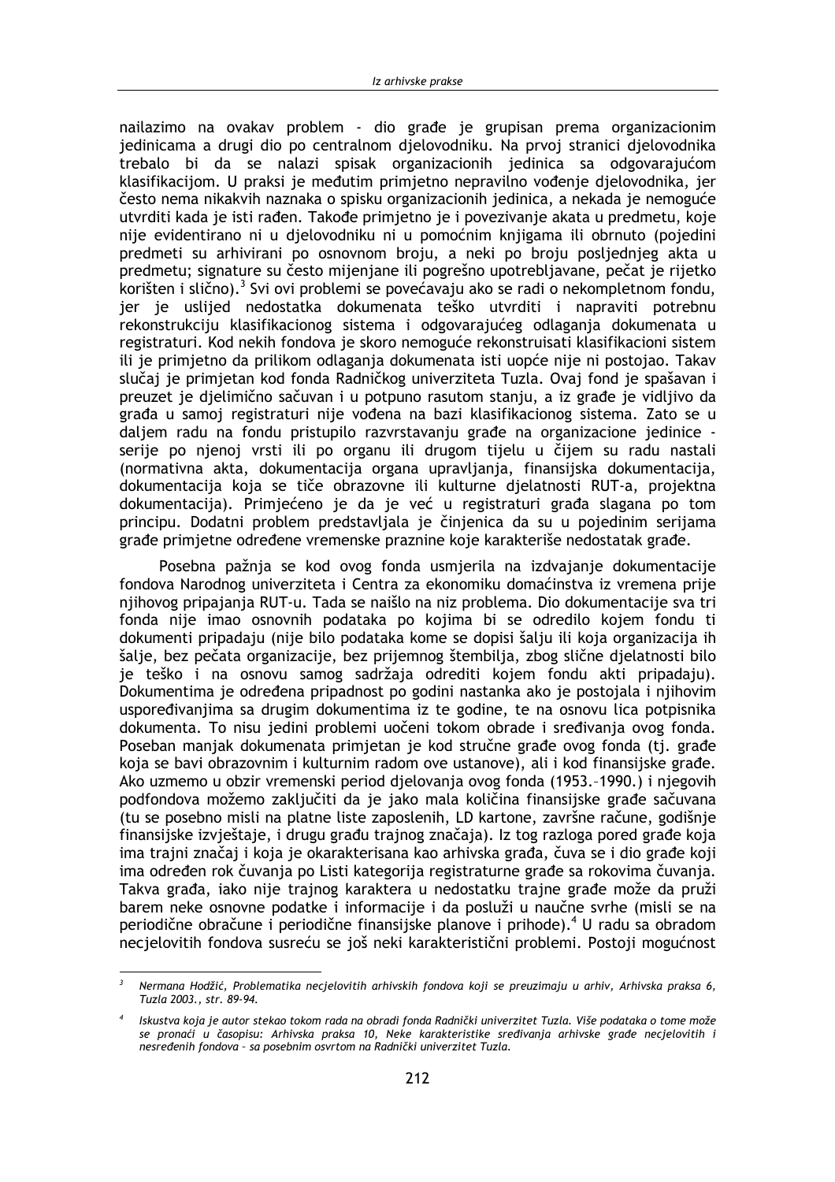nailazimo na ovakav problem - dio građe je grupisan prema organizacionim jedinicama a drugi dio po centralnom djelovodniku. Na prvoj stranici djelovodnika trebalo bi da se nalazi spisak organizacionih jedinica sa odgovarajućom klasifikacijom. U praksi je međutim primjetno nepravilno vođenje djelovodnika, jer često nema nikakvih naznaka o spisku organizacionih jedinica, a nekada je nemoguće utvrditi kada je isti rađen. Takođe primjetno je i povezivanje akata u predmetu, koje nije evidentirano ni u djelovodniku ni u pomoćnim knjigama ili obrnuto (pojedini predmeti su arhivirani po osnovnom broju, a neki po broju posljednjeg akta u predmetu; signature su često mijenjane ili pogrešno upotrebljavane, pečat je rijetko korišten i slično).[3] Svi ovi problemi se povećavaju ako se radi o nekompletnom fondu, jer je uslijed nedostatka dokumenata teško utvrditi i napraviti potrebnu rekonstrukciju klasifikacionog sistema i odgovarajućeg odlaganja dokumenata u registraturi. Kod nekih fondova je skoro nemoguće rekonstruisati klasifikacioni sistem ili je primjetno da prilikom odlaganja dokumenata isti uopće nije ni postojao. Takav slučaj je primjetan kod fonda Radničkog univerziteta Tuzla. Ovaj fond je spašavan i preuzet je djelimično sačuvan i u potpuno rasutom stanju, a iz građe je vidljivo da građa u samoj registraturi nije vođena na bazi klasifikacionog sistema. Zato se u daljem radu na fondu pristupilo razvrstavanju građe na organizacione jedinice - serije po njenoj vrsti ili po organu ili drugom tijelu u čijem su radu nastali (normativna akta, dokumentacija organa upravljanja, finansijska dokumentacija, dokumentacija koja se tiče obrazovne ili kulturne djelatnosti RUT-a, projektna dokumentacija). Primjećeno je da je već u registraturi građa slagana po tom principu. Dodatni problem predstavljala je činjenica da su u pojedinim serijama građe primjetne određene vremenske praznine koje karakteriše nedostatak građe.

Posebna pažnja se kod ovog fonda usmjerila na izdvajanje dokumentacije fondova Narodnog univerziteta i Centra za ekonomiku domaćinstva iz vremena prije njihovog pripajanja RUT-u. Tada se naišlo na niz problema. Dio dokumentacije sva tri fonda nije imao osnovnih podataka po kojima bi se odredilo kojem fondu ti dokumenti pripadaju (nije bilo podataka kome se dopisi šalju ili koja organizacija ih šalje, bez pečata organizacije, bez prijemnog štembilja, zbog slične djelatnosti bilo je teško i na osnovu samog sadržaja odrediti kojem fondu akti pripadaju). Dokumentima je određena pripadnost po godini nastanka ako je postojala i njihovim upoređivanjima sa drugim dokumentima iz te godine, te na osnovu lica potpisnika dokumenta. To nisu jedini problemi uočeni tokom obrade i sređivanja ovog fonda. Poseban manjak dokumenata primjetan je kod stručne građe ovog fonda (tj. građe koja se bavi obrazovnim i kulturnim radom ove ustanove), ali i kod finansijske građe. Ako uzmemo u obzir vremenski period djelovanja ovog fonda (1953.–1990.) i njegovih podfondova možemo zaključiti da je jako mala količina finansijske građe sačuvana (tu se posebno misli na platne liste zaposlenih, LD kartone, završne račune, godišnje finansijske izvještaje, i drugu građu trajnog značaja). Iz tog razloga pored građe koja ima trajni značaj i koja je okarakterisana kao arhivska građa, čuva se i dio građe koji ima određen rok čuvanja po Listi kategorija registraturne građe sa rokovima čuvanja. Takva građa, iako nije trajnog karaktera u nedostatku trajne građe može da pruži barem neke osnovne podatke i informacije i da posluži u naučne svrhe (misli se na periodične obračune i periodične finansijske planove i prihode).[4] U radu sa obradom necjelovitih fondova susreću se još neki karakteristični problemi. Postoji mogućnost

---

[3] *Nermana Hodžić, Problematika necjelovitih arhivskih fondova koji se preuzimaju u arhiv, Arhivska praksa 6, Tuzla 2003., str. 89-94.*

[4] *Iskustva koja je autor stekao tokom rada na obradi fonda Radnički univerzitet Tuzla. Više podataka o tome može se pronaći u časopisu: Arhivska praksa 10, Neke karakteristike sređivanja arhivske građe necjelovitih i nesređenih fondova – sa posebnim osvrtom na Radnički univerzitet Tuzla.*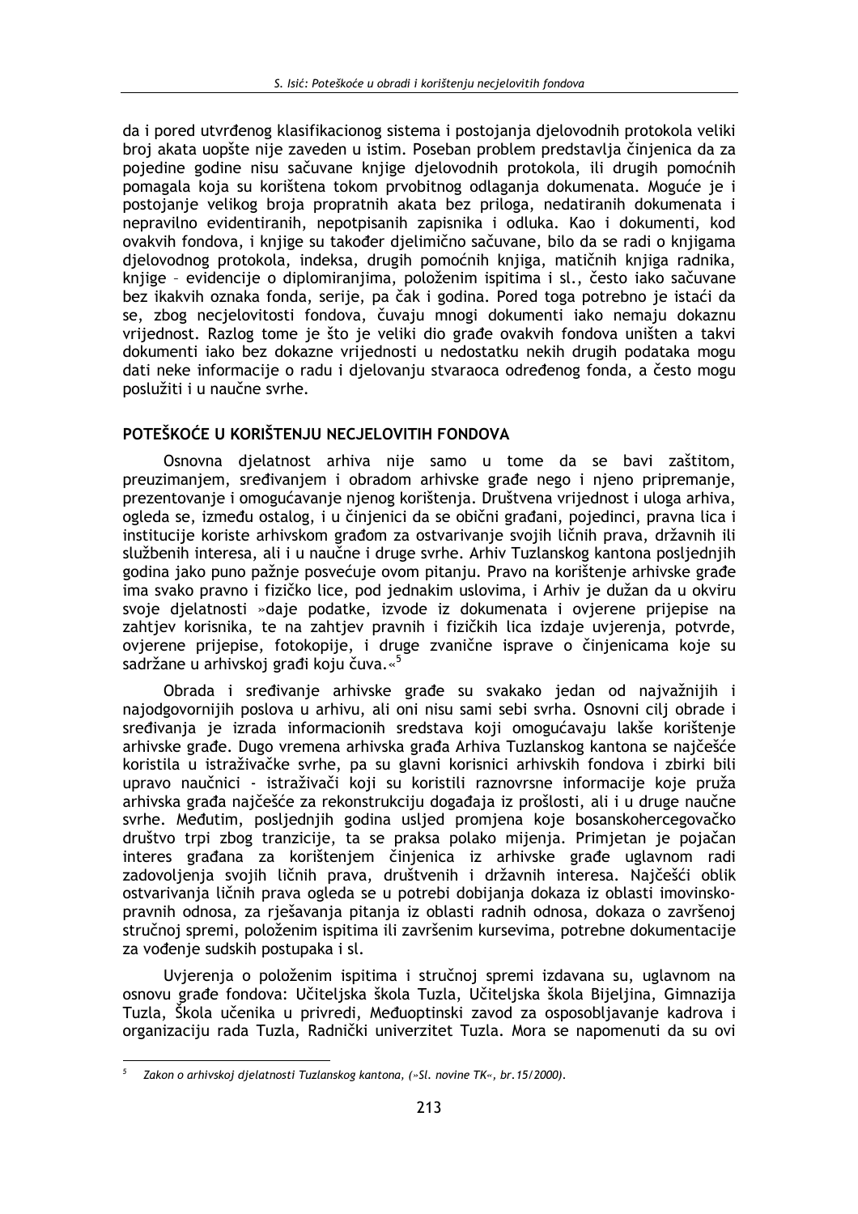da i pored utvrđenog klasifikacionog sistema i postojanja djelovodnih protokola veliki broj akata uopšte nije zaveden u istim. Poseban problem predstavlja činjenica da za pojedine godine nisu sačuvane knjige djelovodnih protokola, ili drugih pomoćnih pomagala koja su korištena tokom prvobitnog odlaganja dokumenata. Moguće je i postojanje velikog broja propratnih akata bez priloga, nedatiranih dokumenata i nepravilno evidentiranih, nepotpisanih zapisnika i odluka. Kao i dokumenti, kod ovakvih fondova, i knjige su također djelimično sačuvane, bilo da se radi o knjigama djelovodnog protokola, indeksa, drugih pomoćnih knjiga, matičnih knjiga radnika, knjige – evidencije o diplomiranjima, položenim ispitima i sl., često iako sačuvane bez ikakvih oznaka fonda, serije, pa čak i godina. Pored toga potrebno je istaći da se, zbog necjelovitosti fondova, čuvaju mnogi dokumenti iako nemaju dokaznu vrijednost. Razlog tome je što je veliki dio građe ovakvih fondova uništen a takvi dokumenti iako bez dokazne vrijednosti u nedostatku nekih drugih podataka mogu dati neke informacije o radu i djelovanju stvaraoca određenog fonda, a često mogu poslužiti i u naučne svrhe.

## POTEŠKOĆE U KORIŠTENJU NECJELOVITIH FONDOVA

Osnovna djelatnost arhiva nije samo u tome da se bavi zaštitom, preuzimanjem, sređivanjem i obradom arhivske građe nego i njeno pripremanje, prezentovanje i omogućavanje njenog korištenja. Društvena vrijednost i uloga arhiva, ogleda se, između ostalog, i u činjenici da se obični građani, pojedinci, pravna lica i institucije koriste arhivskom građom za ostvarivanje svojih ličnih prava, državnih ili službenih interesa, ali i u naučne i druge svrhe. Arhiv Tuzlanskog kantona posljednjih godina jako puno pažnje posvećuje ovom pitanju. Pravo na korištenje arhivske građe ima svako pravno i fizičko lice, pod jednakim uslovima, i Arhiv je dužan da u okviru svoje djelatnosti »daje podatke, izvode iz dokumenata i ovjerene prijepise na zahtjev korisnika, te na zahtjev pravnih i fizičkih lica izdaje uvjerenja, potvrde, ovjerene prijepise, fotokopije, i druge zvanične isprave o činjenicama koje su sadržane u arhivskoj građi koju čuva.«[5]

Obrada i sređivanje arhivske građe su svakako jedan od najvažnijih i najodgovornijih poslova u arhivu, ali oni nisu sami sebi svrha. Osnovni cilj obrade i sređivanja je izrada informacionih sredstava koji omogućavaju lakše korištenje arhivske građe. Dugo vremena arhivska građa Arhiva Tuzlanskog kantona se najčešće koristila u istraživačke svrhe, pa su glavni korisnici arhivskih fondova i zbirki bili upravo naučnici - istraživači koji su koristili raznovrsne informacije koje pruža arhivska građa najčešće za rekonstrukciju događaja iz prošlosti, ali i u druge naučne svrhe. Međutim, posljednjih godina usljed promjena koje bosanskohercegovačko društvo trpi zbog tranzicije, ta se praksa polako mijenja. Primjetan je pojačan interes građana za korištenjem činjenica iz arhivske građe uglavnom radi zadovoljenja svojih ličnih prava, društvenih i državnih interesa. Najčešći oblik ostvarivanja ličnih prava ogleda se u potrebi dobijanja dokaza iz oblasti imovinsko-pravnih odnosa, za rješavanja pitanja iz oblasti radnih odnosa, dokaza o završenoj stručnoj spremi, položenim ispitima ili završenim kursevima, potrebne dokumentacije za vođenje sudskih postupaka i sl.

Uvjerenja o položenim ispitima i stručnoj spremi izdavana su, uglavnom na osnovu građe fondova: Učiteljska škola Tuzla, Učiteljska škola Bijeljina, Gimnazija Tuzla, Škola učenika u privredi, Međuoptinski zavod za osposobljavanje kadrova i organizaciju rada Tuzla, Radnički univerzitet Tuzla. Mora se napomenuti da su ovi

---

[5] *Zakon o arhivskoj djelatnosti Tuzlanskog kantona, (»Sl. novine TK«, br.15/2000).*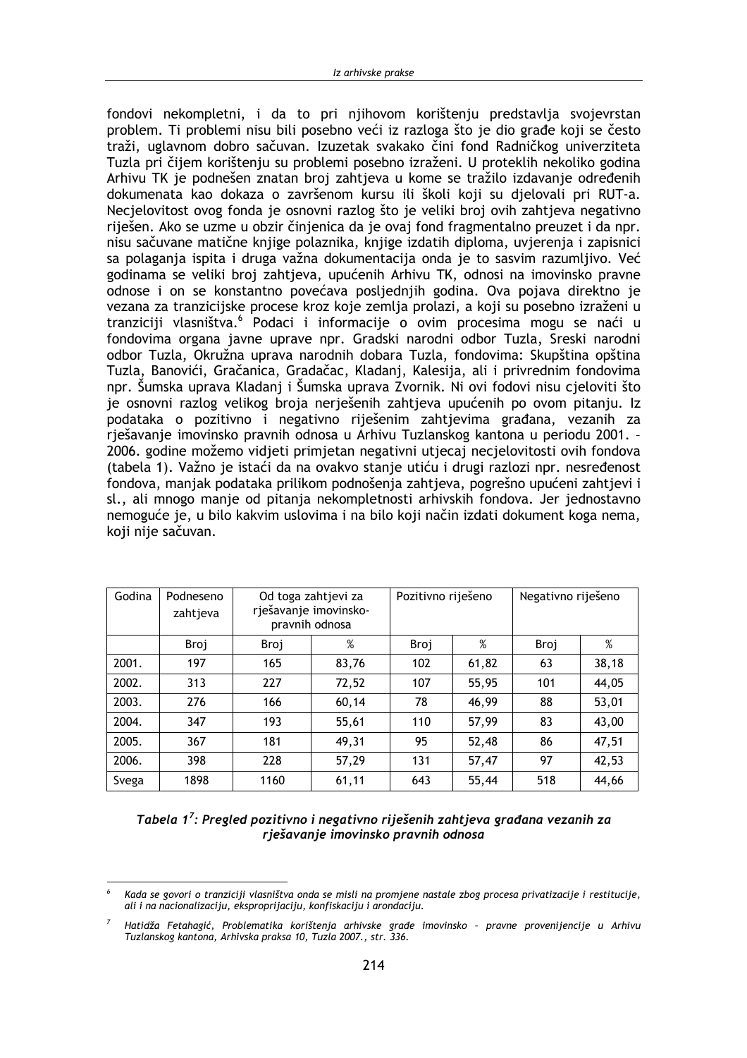fondovi nekompletni, i da to pri njihovom korištenju predstavlja svojevrstan problem. Ti problemi nisu bili posebno veći iz razloga što je dio građe koji se često traži, uglavnom dobro sačuvan. Izuzetak svakako čini fond Radničkog univerziteta Tuzla pri čijem korištenju su problemi posebno izraženi. U proteklih nekoliko godina Arhivu TK je podnešen znatan broj zahtjeva u kome se tražilo izdavanje određenih dokumenata kao dokaza o završenom kursu ili školi koji su djelovali pri RUT-a. Necjelovitost ovog fonda je osnovni razlog što je veliki broj ovih zahtjeva negativno riješen. Ako se uzme u obzir činjenica da je ovaj fond fragmentalno preuzet i da npr. nisu sačuvane matične knjige polaznika, knjige izdatih diploma, uvjerenja i zapisnici sa polaganja ispita i druga važna dokumentacija onda je to sasvim razumljivo. Već godinama se veliki broj zahtjeva, upućenih Arhivu TK, odnosi na imovinsko pravne odnose i on se konstantno povećava posljednjih godina. Ova pojava direktno je vezana za tranzicijske procese kroz koje zemlja prolazi, a koji su posebno izraženi u tranziciji vlasništva.[6] Podaci i informacije o ovim procesima mogu se naći u fondovima organa javne uprave npr. Gradski narodni odbor Tuzla, Sreski narodni odbor Tuzla, Okružna uprava narodnih dobara Tuzla, fondovima: Skupština opština Tuzla, Banovići, Gračanica, Gradačac, Kladanj, Kalesija, ali i privrednim fondovima npr. Šumska uprava Kladanj i Šumska uprava Zvornik. Ni ovi fodovi nisu cjeloviti što je osnovni razlog velikog broja nerješenih zahtjeva upućenih po ovom pitanju. Iz podataka o pozitivno i negativno riješenim zahtjevima građana, vezanih za rješavanje imovinsko pravnih odnosa u Arhivu Tuzlanskog kantona u periodu 2001. – 2006. godine možemo vidjeti primjetan negativni utjecaj necjelovitosti ovih fondova (tabela 1). Važno je istaći da na ovakvo stanje utiću i drugi razlozi npr. nesređenost fondova, manjak podataka prilikom podnošenja zahtjeva, pogrešno upućeni zahtjevi i sl., ali mnogo manje od pitanja nekompletnosti arhivskih fondova. Jer jednostavno nemoguće je, u bilo kakvim uslovima i na bilo koji način izdati dokument koga nema, koji nije sačuvan.

| Godina | Podneseno zahtjeva | Od toga zahtjevi za rješavanje imovinsko-pravnih odnosa | | Pozitivno riješeno | | Negativno riješeno | |
|---|---|---|---|---|---|---|---|
| | Broj | Broj | % | Broj | % | Broj | % |
| 2001. | 197 | 165 | 83,76 | 102 | 61,82 | 63 | 38,18 |
| 2002. | 313 | 227 | 72,52 | 107 | 55,95 | 101 | 44,05 |
| 2003. | 276 | 166 | 60,14 | 78 | 46,99 | 88 | 53,01 |
| 2004. | 347 | 193 | 55,61 | 110 | 57,99 | 83 | 43,00 |
| 2005. | 367 | 181 | 49,31 | 95 | 52,48 | 86 | 47,51 |
| 2006. | 398 | 228 | 57,29 | 131 | 57,47 | 97 | 42,53 |
| Svega | 1898 | 1160 | 61,11 | 643 | 55,44 | 518 | 44,66 |

***Tabela 1[7]: Pregled pozitivno i negativno riješenih zahtjeva građana vezanih za rješavanje imovinsko pravnih odnosa***

---

[6] *Kada se govori o tranziciji vlasništva onda se misli na promjene nastale zbog procesa privatizacije i restitucije, ali i na nacionalizaciju, eksproprijaciju, konfiskaciju i arondaciju.*

[7] *Hatidža Fetahagić, Problematika korištenja arhivske građe imovinsko – pravne provenijencije u Arhivu Tuzlanskog kantona, Arhivska praksa 10, Tuzla 2007., str. 336.*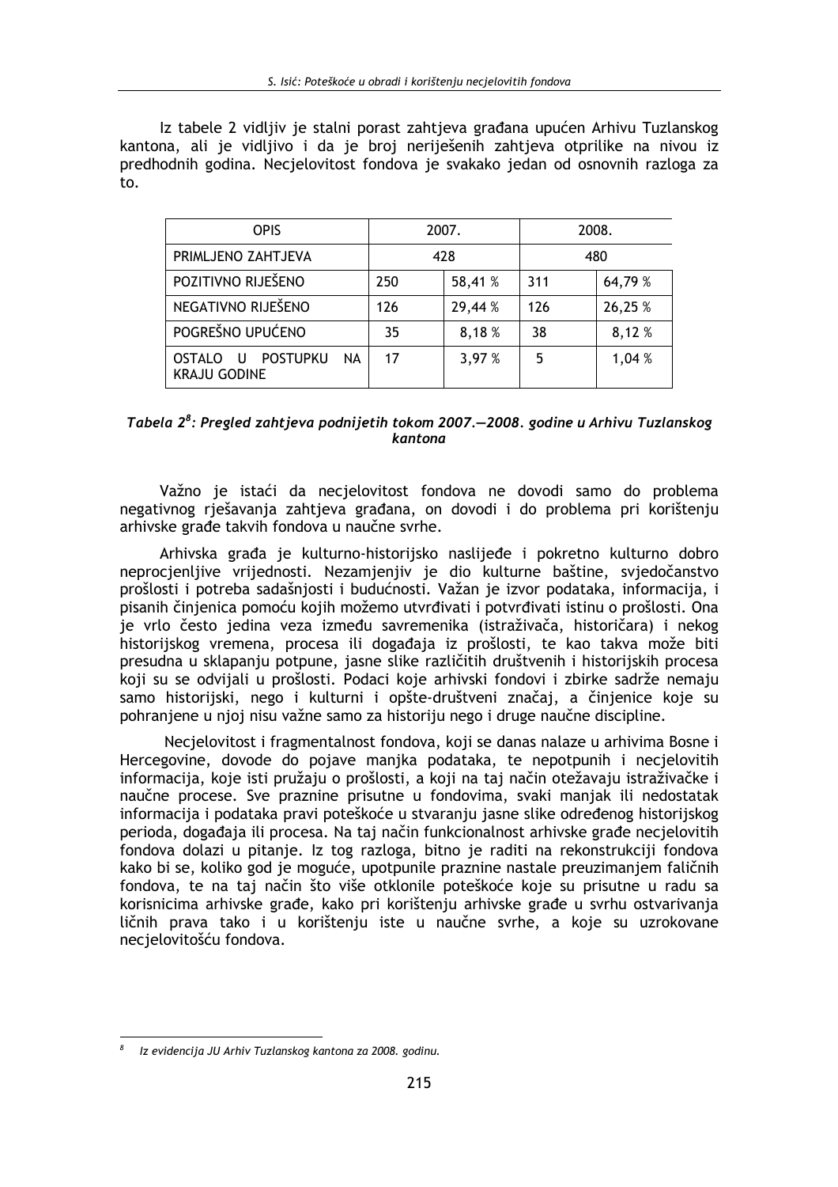Iz tabele 2 vidljiv je stalni porast zahtjeva građana upućen Arhivu Tuzlanskog kantona, ali je vidljivo i da je broj neriješenih zahtjeva otprilike na nivou iz predhodnih godina. Necjelovitost fondova je svakako jedan od osnovnih razloga za to.

| OPIS | 2007. | | 2008. | |
|---|---|---|---|---|
| PRIMLJENO ZAHTJEVA | 428 | | 480 | |
| POZITIVNO RIJEŠENO | 250 | 58,41 % | 311 | 64,79 % |
| NEGATIVNO RIJEŠENO | 126 | 29,44 % | 126 | 26,25 % |
| POGREŠNO UPUĆENO | 35 | 8,18 % | 38 | 8,12 % |
| OSTALO U POSTUPKU NA KRAJU GODINE | 17 | 3,97 % | 5 | 1,04 % |

***Tabela 2[8]: Pregled zahtjeva podnijetih tokom 2007.—2008. godine u Arhivu Tuzlanskog kantona***

Važno je istaći da necjelovitost fondova ne dovodi samo do problema negativnog rješavanja zahtjeva građana, on dovodi i do problema pri korištenju arhivske građe takvih fondova u naučne svrhe.

Arhivska građa je kulturno-historijsko naslijeđe i pokretno kulturno dobro neprocjenljive vrijednosti. Nezamjenjiv je dio kulturne baštine, svjedočanstvo prošlosti i potreba sadašnjosti i budućnosti. Važan je izvor podataka, informacija, i pisanih činjenica pomoću kojih možemo utvrđivati i potvrđivati istinu o prošlosti. Ona je vrlo često jedina veza između savremenika (istraživača, historičara) i nekog historijskog vremena, procesa ili događaja iz prošlosti, te kao takva može biti presudna u sklapanju potpune, jasne slike različitih društvenih i historijskih procesa koji su se odvijali u prošlosti. Podaci koje arhivski fondovi i zbirke sadrže nemaju samo historijski, nego i kulturni i opšte-društveni značaj, a činjenice koje su pohranjene u njoj nisu važne samo za historiju nego i druge naučne discipline.

Necjelovitost i fragmentalnost fondova, koji se danas nalaze u arhivima Bosne i Hercegovine, dovode do pojave manjka podataka, te nepotpunih i necjelovitih informacija, koje isti pružaju o prošlosti, a koji na taj način otežavaju istraživačke i naučne procese. Sve praznine prisutne u fondovima, svaki manjak ili nedostatak informacija i podataka pravi poteškoće u stvaranju jasne slike određenog historijskog perioda, događaja ili procesa. Na taj način funkcionalnost arhivske građe necjelovitih fondova dolazi u pitanje. Iz tog razloga, bitno je raditi na rekonstrukciji fondova kako bi se, koliko god je moguće, upotpunile praznine nastale preuzimanjem faličnih fondova, te na taj način što više otklonile poteškoće koje su prisutne u radu sa korisnicima arhivske građe, kako pri korištenju arhivske građe u svrhu ostvarivanja ličnih prava tako i u korištenju iste u naučne svrhe, a koje su uzrokovane necjelovitošću fondova.

---

[8] *Iz evidencija JU Arhiv Tuzlanskog kantona za 2008. godinu.*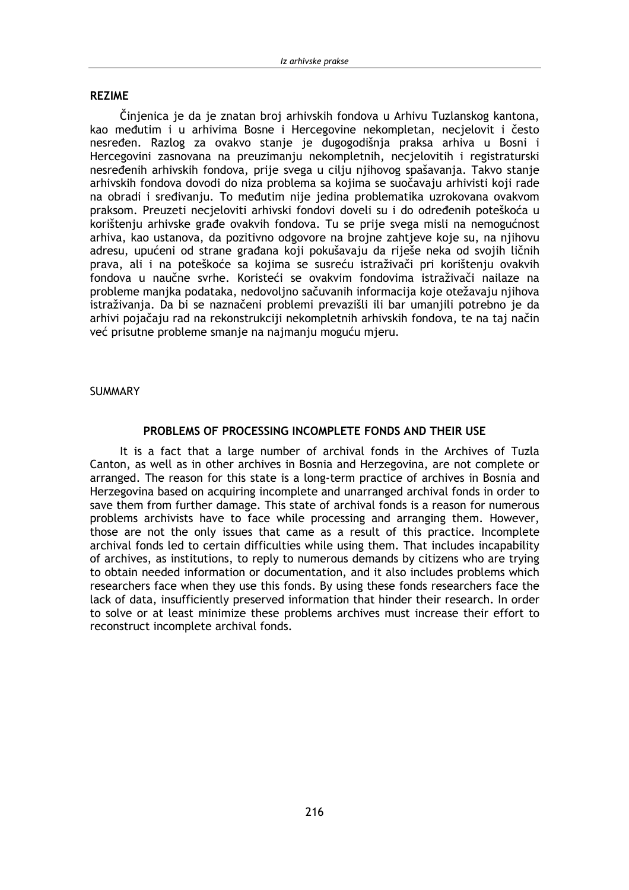## REZIME

Činjenica je da je znatan broj arhivskih fondova u Arhivu Tuzlanskog kantona, kao međutim i u arhivima Bosne i Hercegovine nekompletan, necjelovit i često nesređen. Razlog za ovakvo stanje je dugogodišnja praksa arhiva u Bosni i Hercegovini zasnovana na preuzimanju nekompletnih, necjelovitih i registraturski nesređenih arhivskih fondova, prije svega u cilju njihovog spašavanja. Takvo stanje arhivskih fondova dovodi do niza problema sa kojima se suočavaju arhivisti koji rade na obradi i sređivanju. To međutim nije jedina problematika uzrokovana ovakvom praksom. Preuzeti necjeloviti arhivski fondovi doveli su i do određenih poteškoća u korištenju arhivske građe ovakvih fondova. Tu se prije svega misli na nemogućnost arhiva, kao ustanova, da pozitivno odgovore na brojne zahtjeve koje su, na njihovu adresu, upućeni od strane građana koji pokušavaju da riješe neka od svojih ličnih prava, ali i na poteškoće sa kojima se susreću istraživači pri korištenju ovakvih fondova u naučne svrhe. Koristeći se ovakvim fondovima istraživači nailaze na probleme manjka podataka, nedovoljno sačuvanih informacija koje otežavaju njihova istraživanja. Da bi se naznačeni problemi prevazišli ili bar umanjili potrebno je da arhivi pojačaju rad na rekonstrukciji nekompletnih arhivskih fondova, te na taj način već prisutne probleme smanje na najmanju moguću mjeru.

## SUMMARY

### PROBLEMS OF PROCESSING INCOMPLETE FONDS AND THEIR USE

It is a fact that a large number of archival fonds in the Archives of Tuzla Canton, as well as in other archives in Bosnia and Herzegovina, are not complete or arranged. The reason for this state is a long-term practice of archives in Bosnia and Herzegovina based on acquiring incomplete and unarranged archival fonds in order to save them from further damage. This state of archival fonds is a reason for numerous problems archivists have to face while processing and arranging them. However, those are not the only issues that came as a result of this practice. Incomplete archival fonds led to certain difficulties while using them. That includes incapability of archives, as institutions, to reply to numerous demands by citizens who are trying to obtain needed information or documentation, and it also includes problems which researchers face when they use this fonds. By using these fonds researchers face the lack of data, insufficiently preserved information that hinder their research. In order to solve or at least minimize these problems archives must increase their effort to reconstruct incomplete archival fonds.